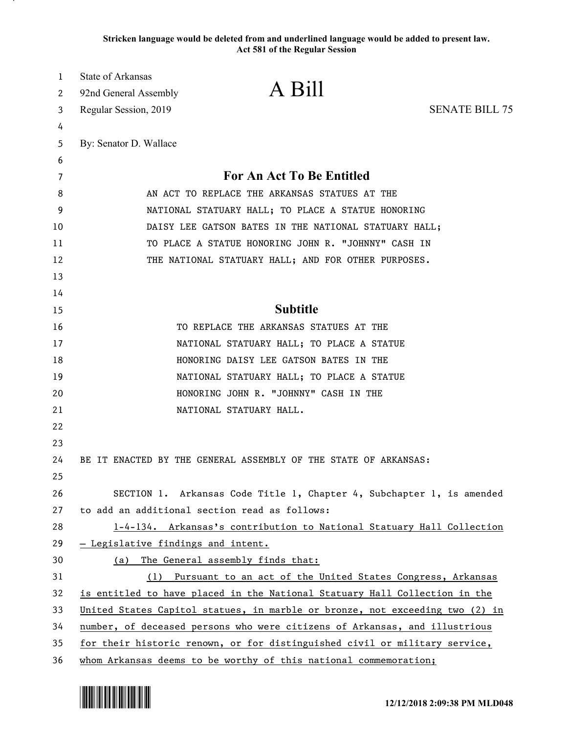**Stricken language would be deleted from and underlined language would be added to present law.**
**Act 581 of the Regular Session**

State of Arkansas
92nd General Assembly
Regular Session, 2019

# A Bill

SENATE BILL 75

By: Senator D. Wallace

## For An Act To Be Entitled

AN ACT TO REPLACE THE ARKANSAS STATUES AT THE NATIONAL STATUARY HALL; TO PLACE A STATUE HONORING DAISY LEE GATSON BATES IN THE NATIONAL STATUARY HALL; TO PLACE A STATUE HONORING JOHN R. "JOHNNY" CASH IN THE NATIONAL STATUARY HALL; AND FOR OTHER PURPOSES.

## Subtitle

TO REPLACE THE ARKANSAS STATUES AT THE NATIONAL STATUARY HALL; TO PLACE A STATUE HONORING DAISY LEE GATSON BATES IN THE NATIONAL STATUARY HALL; TO PLACE A STATUE HONORING JOHN R. "JOHNNY" CASH IN THE NATIONAL STATUARY HALL.

BE IT ENACTED BY THE GENERAL ASSEMBLY OF THE STATE OF ARKANSAS:

SECTION 1. Arkansas Code Title 1, Chapter 4, Subchapter 1, is amended to add an additional section read as follows:

<u>1-4-134. Arkansas's contribution to National Statuary Hall Collection — Legislative findings and intent.</u>

<u>(a) The General assembly finds that:</u>

<u>(1) Pursuant to an act of the United States Congress, Arkansas is entitled to have placed in the National Statuary Hall Collection in the United States Capitol statues, in marble or bronze, not exceeding two (2) in number, of deceased persons who were citizens of Arkansas, and illustrious for their historic renown, or for distinguished civil or military service, whom Arkansas deems to be worthy of this national commemoration;</u>

12/12/2018 2:09:38 PM MLD048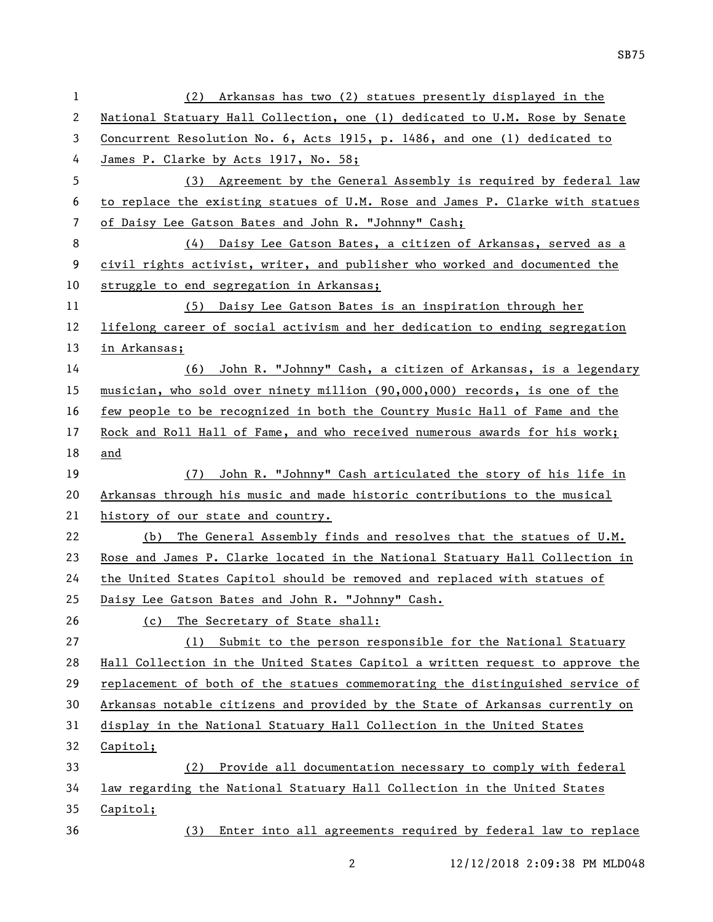(2) Arkansas has two (2) statues presently displayed in the National Statuary Hall Collection, one (1) dedicated to U.M. Rose by Senate Concurrent Resolution No. 6, Acts 1915, p. 1486, and one (1) dedicated to James P. Clarke by Acts 1917, No. 58;

(3) Agreement by the General Assembly is required by federal law to replace the existing statues of U.M. Rose and James P. Clarke with statues of Daisy Lee Gatson Bates and John R. "Johnny" Cash;

(4) Daisy Lee Gatson Bates, a citizen of Arkansas, served as a civil rights activist, writer, and publisher who worked and documented the struggle to end segregation in Arkansas;

(5) Daisy Lee Gatson Bates is an inspiration through her lifelong career of social activism and her dedication to ending segregation in Arkansas;

(6) John R. "Johnny" Cash, a citizen of Arkansas, is a legendary musician, who sold over ninety million (90,000,000) records, is one of the few people to be recognized in both the Country Music Hall of Fame and the Rock and Roll Hall of Fame, and who received numerous awards for his work; and

(7) John R. "Johnny" Cash articulated the story of his life in Arkansas through his music and made historic contributions to the musical history of our state and country.

(b) The General Assembly finds and resolves that the statues of U.M. Rose and James P. Clarke located in the National Statuary Hall Collection in the United States Capitol should be removed and replaced with statues of Daisy Lee Gatson Bates and John R. "Johnny" Cash.

(c) The Secretary of State shall:

(1) Submit to the person responsible for the National Statuary Hall Collection in the United States Capitol a written request to approve the replacement of both of the statues commemorating the distinguished service of Arkansas notable citizens and provided by the State of Arkansas currently on display in the National Statuary Hall Collection in the United States Capitol;

(2) Provide all documentation necessary to comply with federal law regarding the National Statuary Hall Collection in the United States Capitol;

(3) Enter into all agreements required by federal law to replace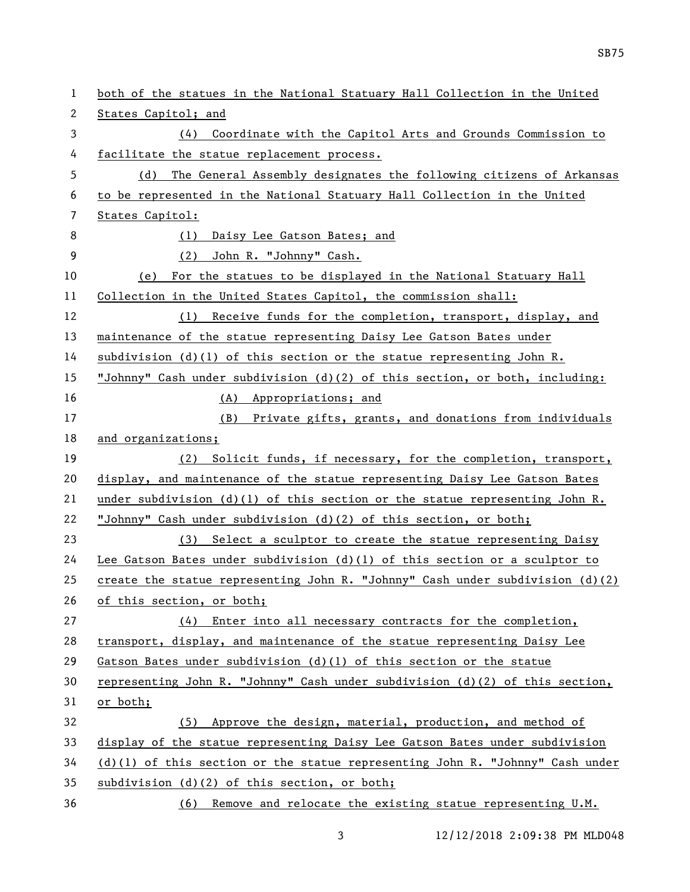both of the statues in the National Statuary Hall Collection in the United States Capitol; and

(4) Coordinate with the Capitol Arts and Grounds Commission to facilitate the statue replacement process.

(d) The General Assembly designates the following citizens of Arkansas to be represented in the National Statuary Hall Collection in the United States Capitol:

(1) Daisy Lee Gatson Bates; and

(2) John R. "Johnny" Cash.

(e) For the statues to be displayed in the National Statuary Hall Collection in the United States Capitol, the commission shall:

(1) Receive funds for the completion, transport, display, and maintenance of the statue representing Daisy Lee Gatson Bates under subdivision (d)(1) of this section or the statue representing John R. "Johnny" Cash under subdivision (d)(2) of this section, or both, including:

(A) Appropriations; and

(B) Private gifts, grants, and donations from individuals and organizations;

(2) Solicit funds, if necessary, for the completion, transport, display, and maintenance of the statue representing Daisy Lee Gatson Bates under subdivision (d)(1) of this section or the statue representing John R. "Johnny" Cash under subdivision (d)(2) of this section, or both;

(3) Select a sculptor to create the statue representing Daisy Lee Gatson Bates under subdivision (d)(1) of this section or a sculptor to create the statue representing John R. "Johnny" Cash under subdivision (d)(2) of this section, or both;

(4) Enter into all necessary contracts for the completion, transport, display, and maintenance of the statue representing Daisy Lee Gatson Bates under subdivision (d)(1) of this section or the statue representing John R. "Johnny" Cash under subdivision (d)(2) of this section, or both;

(5) Approve the design, material, production, and method of display of the statue representing Daisy Lee Gatson Bates under subdivision (d)(1) of this section or the statue representing John R. "Johnny" Cash under subdivision (d)(2) of this section, or both;

(6) Remove and relocate the existing statue representing U.M.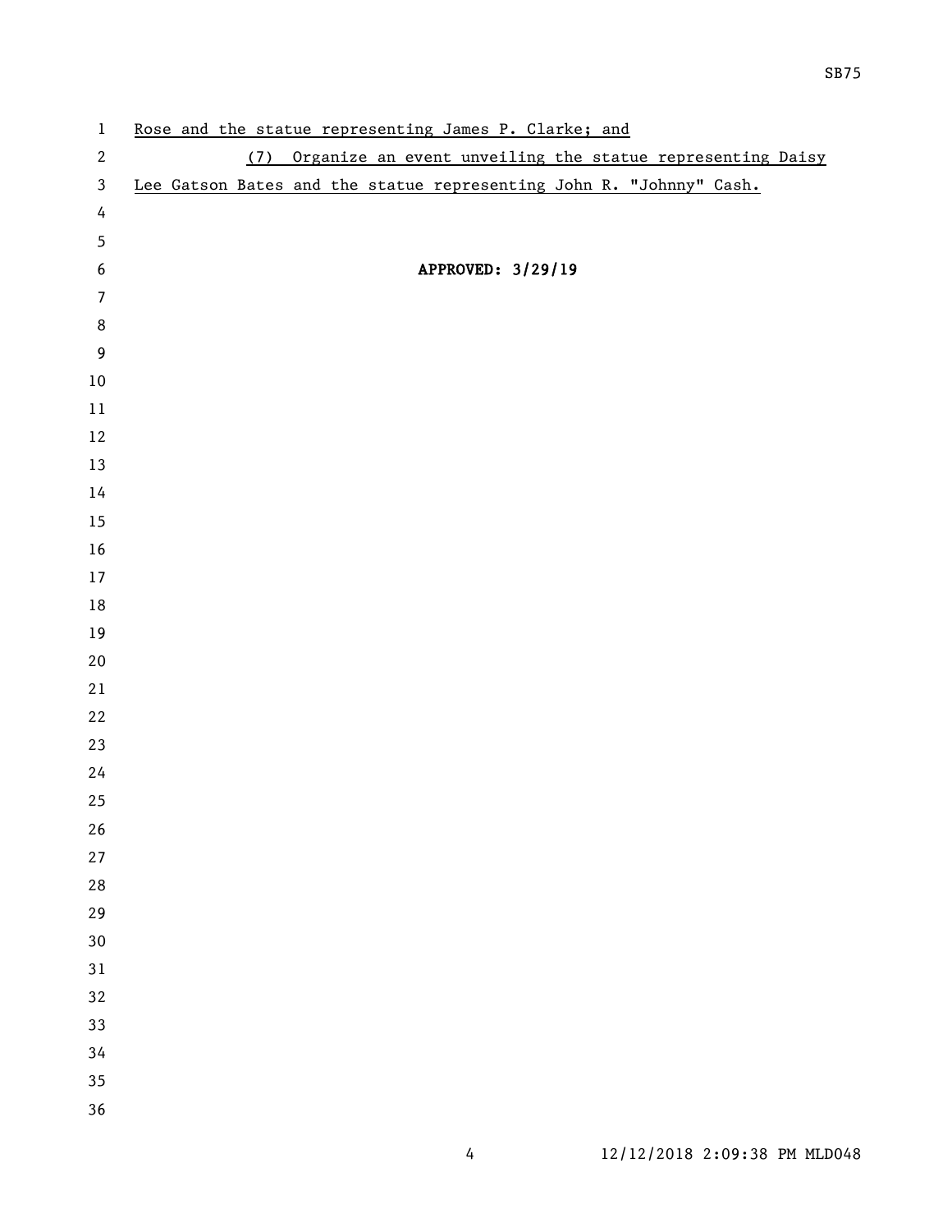Rose and the statue representing James P. Clarke; and

(7) Organize an event unveiling the statue representing Daisy Lee Gatson Bates and the statue representing John R. "Johnny" Cash.

**APPROVED: 3/29/19**